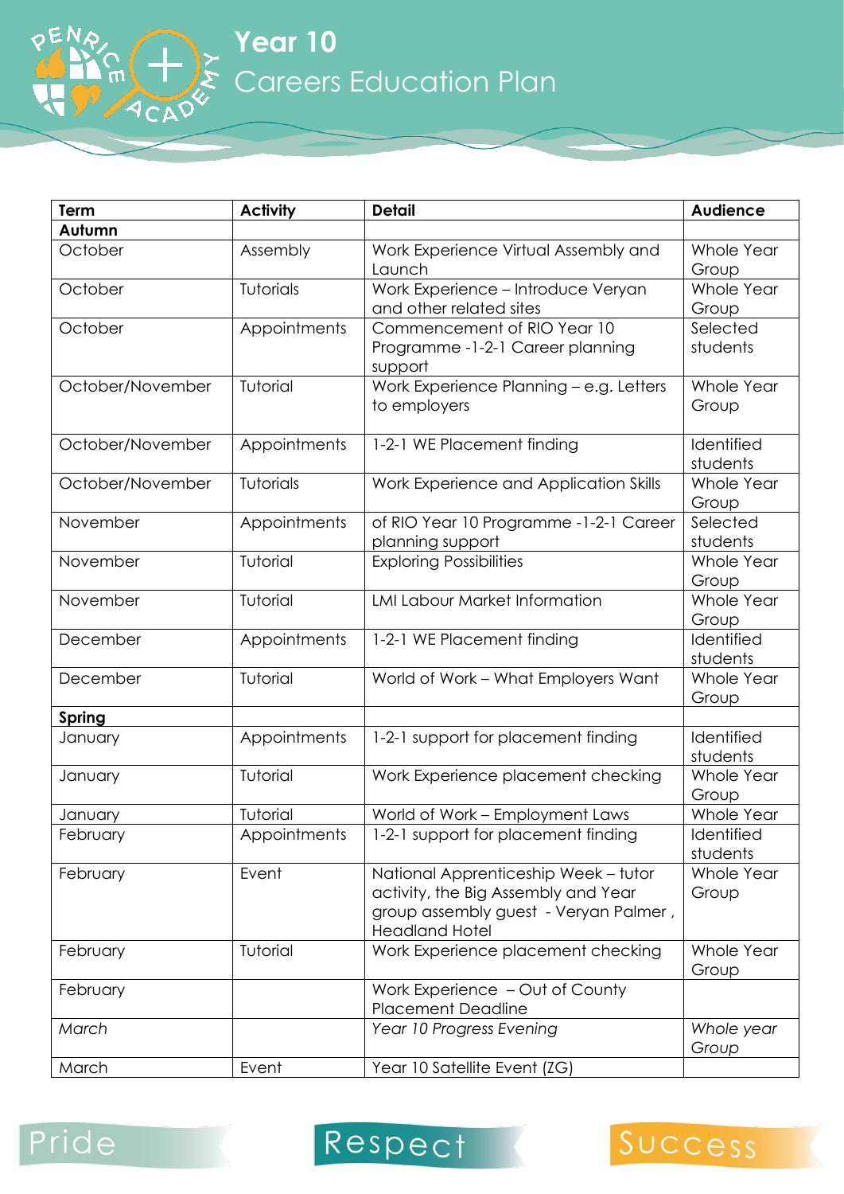# Year 10

## Careers Education Plan

| Term | Activity | Detail | Audience |
|---|---|---|---|
| **Autumn** | | | |
| October | Assembly | Work Experience Virtual Assembly and Launch | Whole Year Group |
| October | Tutorials | Work Experience – Introduce Veryan and other related sites | Whole Year Group |
| October | Appointments | Commencement of RIO Year 10 Programme -1-2-1 Career planning support | Selected students |
| October/November | Tutorial | Work Experience Planning – e.g. Letters to employers | Whole Year Group |
| October/November | Appointments | 1-2-1 WE Placement finding | Identified students |
| October/November | Tutorials | Work Experience and Application Skills | Whole Year Group |
| November | Appointments | of RIO Year 10 Programme -1-2-1 Career planning support | Selected students |
| November | Tutorial | Exploring Possibilities | Whole Year Group |
| November | Tutorial | LMI Labour Market Information | Whole Year Group |
| December | Appointments | 1-2-1 WE Placement finding | Identified students |
| December | Tutorial | World of Work – What Employers Want | Whole Year Group |
| **Spring** | | | |
| January | Appointments | 1-2-1 support for placement finding | Identified students |
| January | Tutorial | Work Experience placement checking | Whole Year Group |
| January | Tutorial | World of Work – Employment Laws | Whole Year |
| February | Appointments | 1-2-1 support for placement finding | Identified students |
| February | Event | National Apprenticeship Week – tutor activity, the Big Assembly and Year group assembly guest - Veryan Palmer , Headland Hotel | Whole Year Group |
| February | Tutorial | Work Experience placement checking | Whole Year Group |
| February | | Work Experience – Out of County Placement Deadline | |
| *March* | | *Year 10 Progress Evening* | *Whole year Group* |
| March | Event | Year 10 Satellite Event (ZG) | |

Pride Respect Success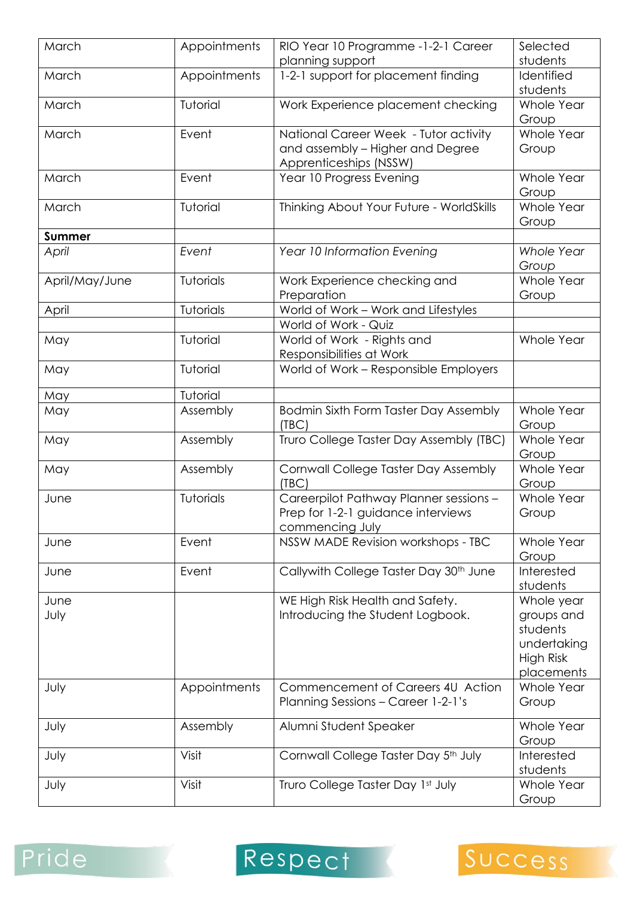| March | Appointments | RIO Year 10 Programme -1-2-1 Career planning support | Selected students |
|---|---|---|---|
| March | Appointments | 1-2-1 support for placement finding | Identified students |
| March | Tutorial | Work Experience placement checking | Whole Year Group |
| March | Event | National Career Week - Tutor activity and assembly – Higher and Degree Apprenticeships (NSSW) | Whole Year Group |
| March | Event | Year 10 Progress Evening | Whole Year Group |
| March | Tutorial | Thinking About Your Future - WorldSkills | Whole Year Group |
| **Summer** | | | |
| *April* | *Event* | *Year 10 Information Evening* | *Whole Year Group* |
| April/May/June | Tutorials | Work Experience checking and Preparation | Whole Year Group |
| April | Tutorials | World of Work – Work and Lifestyles | |
| | | World of Work - Quiz | |
| May | Tutorial | World of Work - Rights and Responsibilities at Work | Whole Year |
| May | Tutorial | World of Work – Responsible Employers | |
| May | Tutorial | | |
| May | Assembly | Bodmin Sixth Form Taster Day Assembly (TBC) | Whole Year Group |
| May | Assembly | Truro College Taster Day Assembly (TBC) | Whole Year Group |
| May | Assembly | Cornwall College Taster Day Assembly (TBC) | Whole Year Group |
| June | Tutorials | Careerpilot Pathway Planner sessions – Prep for 1-2-1 guidance interviews commencing July | Whole Year Group |
| June | Event | NSSW MADE Revision workshops - TBC | Whole Year Group |
| June | Event | Callywith College Taster Day 30th June | Interested students |
| June July | | WE High Risk Health and Safety. Introducing the Student Logbook. | Whole year groups and students undertaking High Risk placements |
| July | Appointments | Commencement of Careers 4U Action Planning Sessions – Career 1-2-1's | Whole Year Group |
| July | Assembly | Alumni Student Speaker | Whole Year Group |
| July | Visit | Cornwall College Taster Day 5th July | Interested students |
| July | Visit | Truro College Taster Day 1st July | Whole Year Group |

Pride Respect Success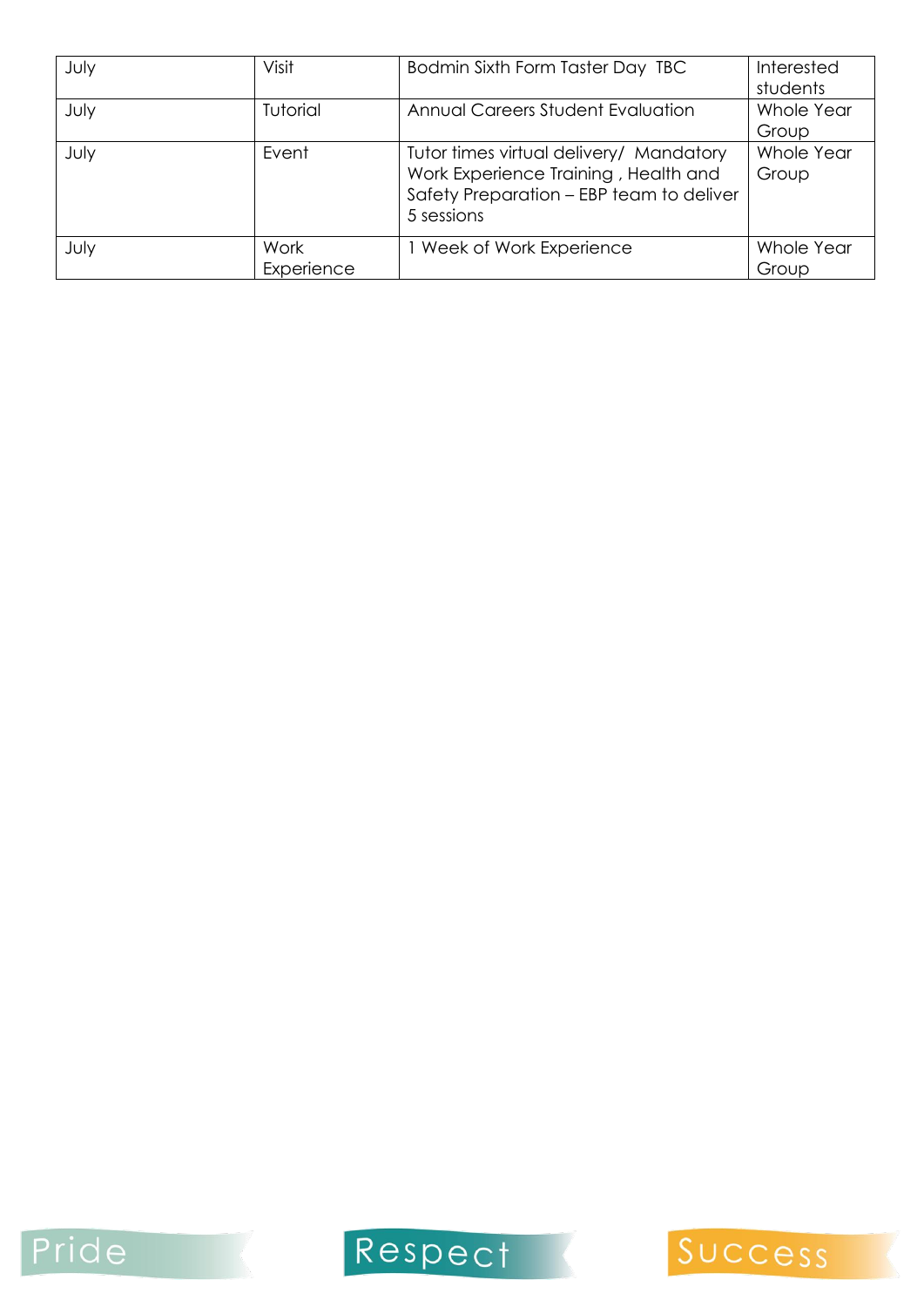| | | | |
|---|---|---|---|
| July | Visit | Bodmin Sixth Form Taster Day TBC | Interested students |
| July | Tutorial | Annual Careers Student Evaluation | Whole Year Group |
| July | Event | Tutor times virtual delivery/ Mandatory Work Experience Training , Health and Safety Preparation – EBP team to deliver 5 sessions | Whole Year Group |
| July | Work Experience | 1 Week of Work Experience | Whole Year Group |

Pride Respect Success